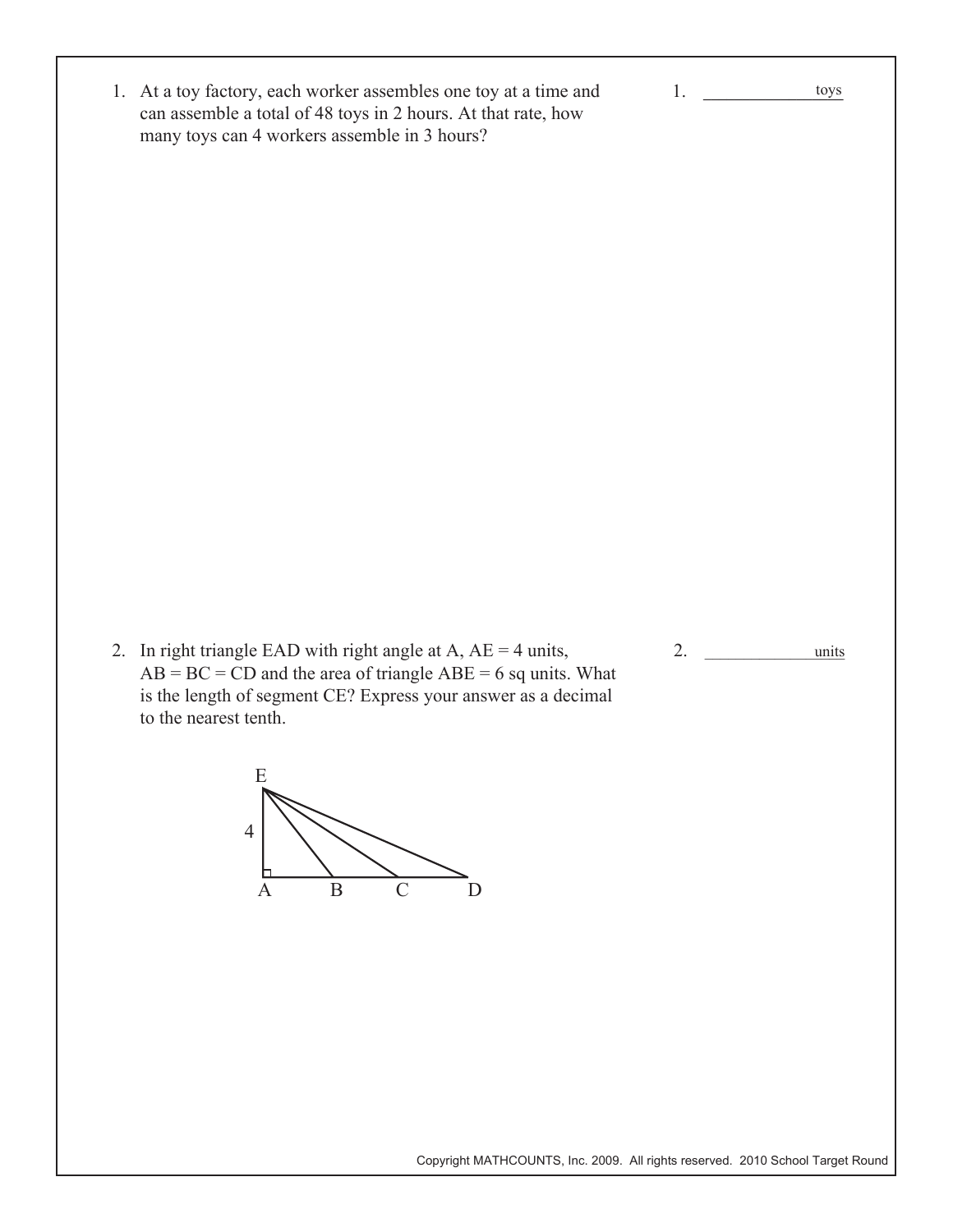1. At a toy factory, each worker assembles one toy at a time and can assemble a total of 48 toys in 2 hours. At that rate, how many toys can 4 workers assemble in 3 hours?

1. ______________ toys

2. In right triangle EAD with right angle at A, AE = 4 units, AB = BC = CD and the area of triangle ABE = 6 sq units. What is the length of segment CE? Express your answer as a decimal to the nearest tenth.

2. ______________ units

Copyright MATHCOUNTS, Inc. 2009. All rights reserved. 2010 School Target Round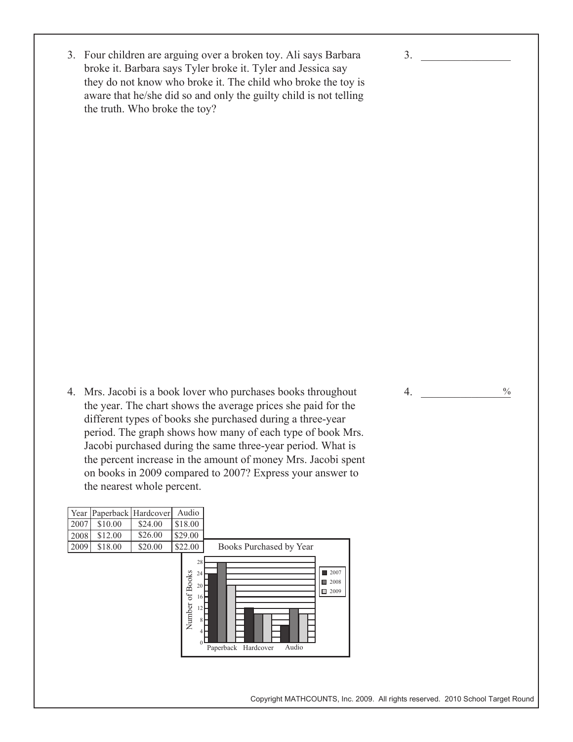3. Four children are arguing over a broken toy. Ali says Barbara broke it. Barbara says Tyler broke it. Tyler and Jessica say they do not know who broke it. The child who broke the toy is aware that he/she did so and only the guilty child is not telling the truth. Who broke the toy?

3. ________________

4. Mrs. Jacobi is a book lover who purchases books throughout the year. The chart shows the average prices she paid for the different types of books she purchased during a three-year period. The graph shows how many of each type of book Mrs. Jacobi purchased during the same three-year period. What is the percent increase in the amount of money Mrs. Jacobi spent on books in 2009 compared to 2007? Express your answer to the nearest whole percent.

4. ________________ %

| Year | Paperback | Hardcover | Audio |
|---|---|---|---|
| 2007 | \$10.00 | \$24.00 | \$18.00 |
| 2008 | \$12.00 | \$26.00 | \$29.00 |
| 2009 | \$18.00 | \$20.00 | \$22.00 |

Books Purchased by Year

Number of Books: 0, 4, 8, 12, 16, 20, 24, 28

Paperback, Hardcover, Audio

2007, 2008, 2009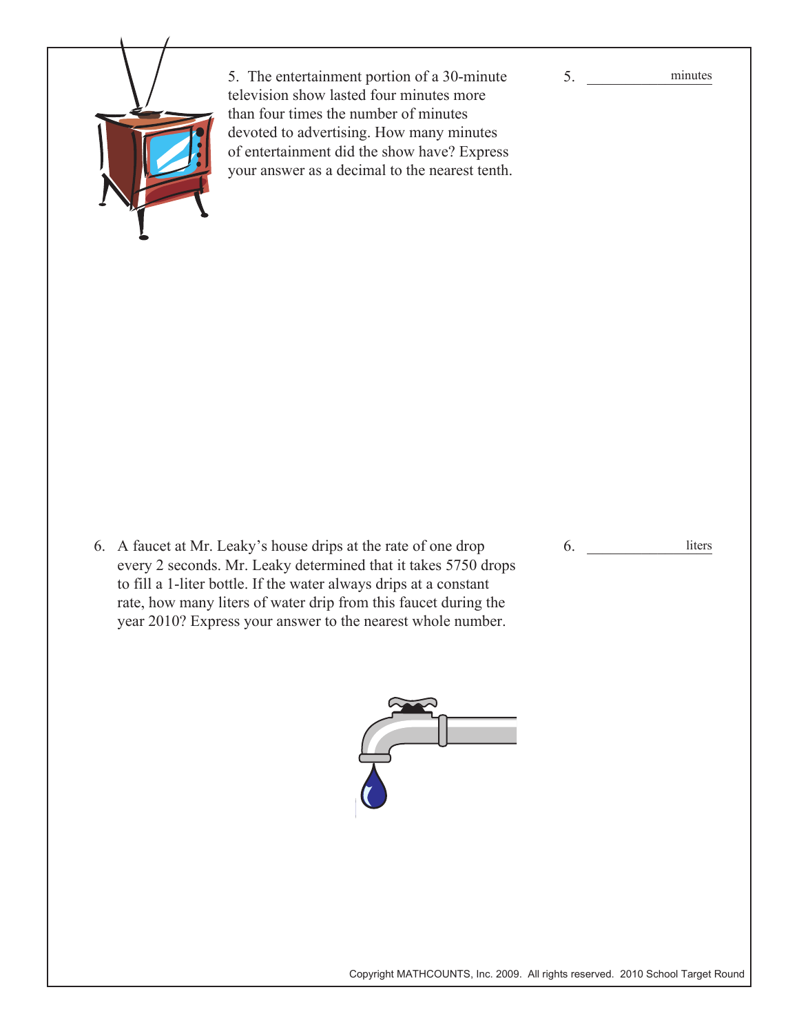5. The entertainment portion of a 30-minute television show lasted four minutes more than four times the number of minutes devoted to advertising. How many minutes of entertainment did the show have? Express your answer as a decimal to the nearest tenth.

5. ______________ minutes

6. A faucet at Mr. Leaky's house drips at the rate of one drop every 2 seconds. Mr. Leaky determined that it takes 5750 drops to fill a 1-liter bottle. If the water always drips at a constant rate, how many liters of water drip from this faucet during the year 2010? Express your answer to the nearest whole number.

6. ______________ liters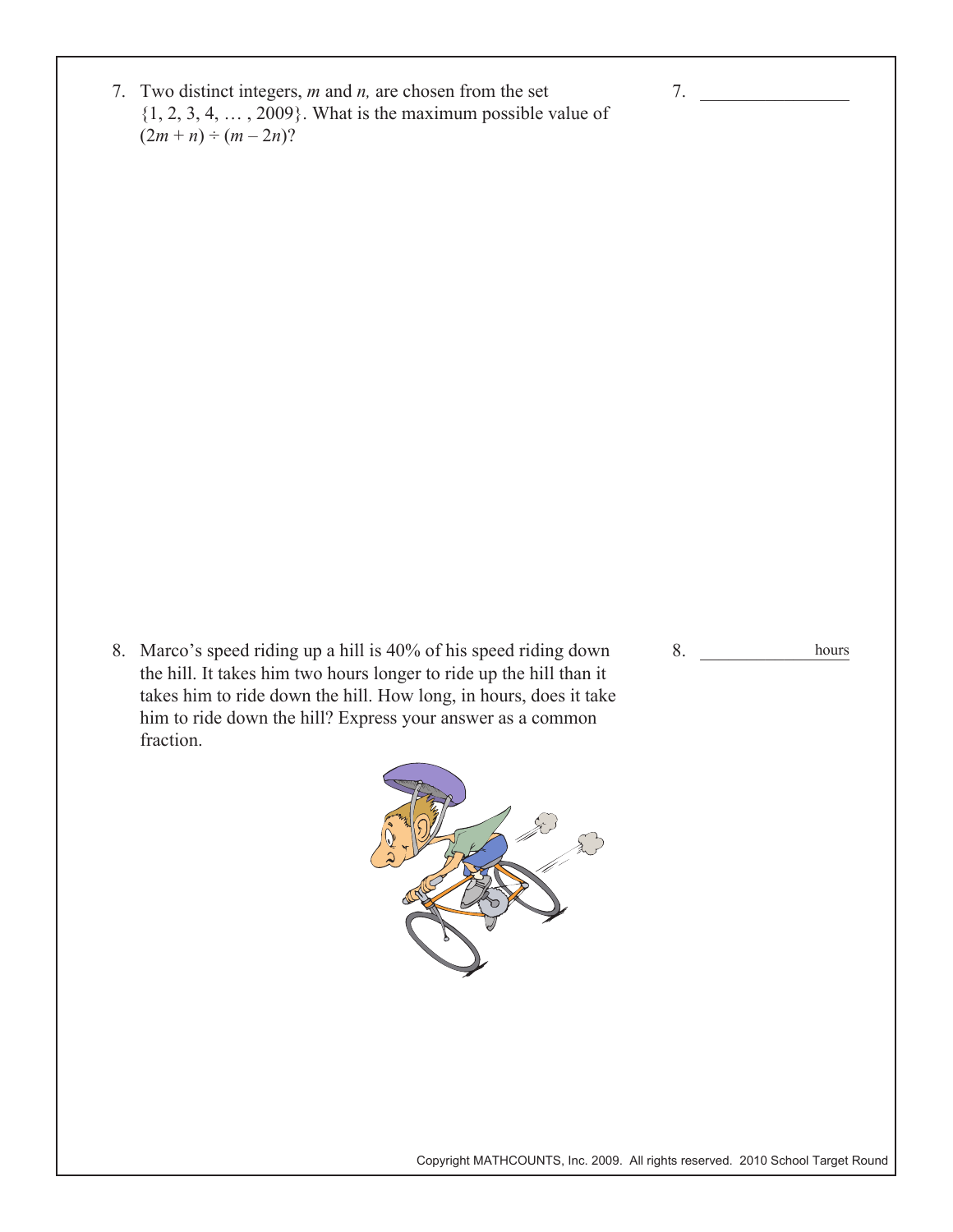7. Two distinct integers, $m$ and $n$, are chosen from the set $\{1, 2, 3, 4, \ldots, 2009\}$. What is the maximum possible value of $(2m + n) \div (m - 2n)$?

7. ________________

8. Marco's speed riding up a hill is 40% of his speed riding down the hill. It takes him two hours longer to ride up the hill than it takes him to ride down the hill. How long, in hours, does it take him to ride down the hill? Express your answer as a common fraction.

8. ____________ hours